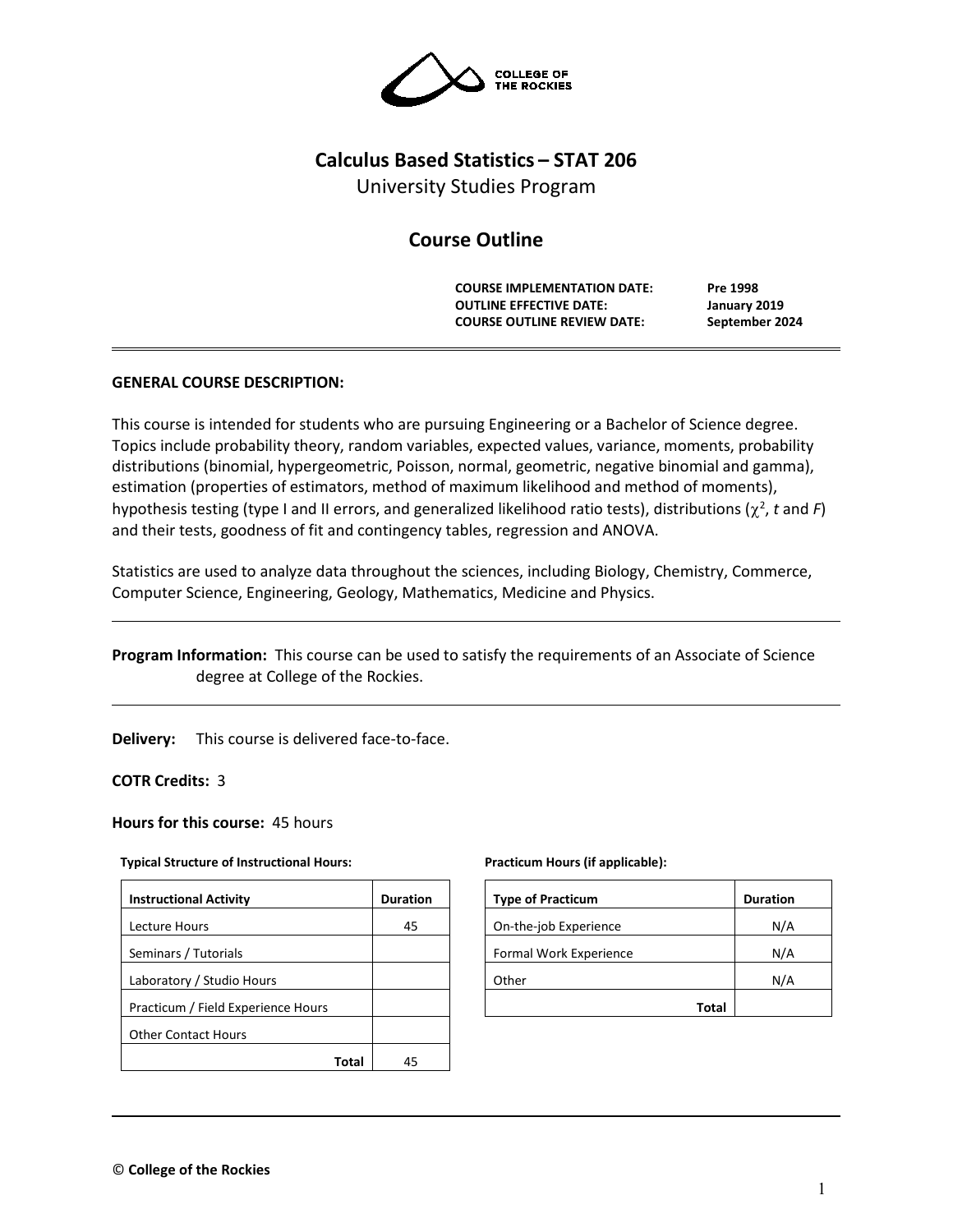# Calculus Based Statistics – STAT 206

University Studies Program

## Course Outline

**COURSE IMPLEMENTATION DATE:** **Pre 1998**
**OUTLINE EFFECTIVE DATE:** **January 2019**
**COURSE OUTLINE REVIEW DATE:** **September 2024**

---

**GENERAL COURSE DESCRIPTION:**

This course is intended for students who are pursuing Engineering or a Bachelor of Science degree. Topics include probability theory, random variables, expected values, variance, moments, probability distributions (binomial, hypergeometric, Poisson, normal, geometric, negative binomial and gamma), estimation (properties of estimators, method of maximum likelihood and method of moments), hypothesis testing (type I and II errors, and generalized likelihood ratio tests), distributions ($\chi^2$, $t$ and $F$) and their tests, goodness of fit and contingency tables, regression and ANOVA.

Statistics are used to analyze data throughout the sciences, including Biology, Chemistry, Commerce, Computer Science, Engineering, Geology, Mathematics, Medicine and Physics.

---

**Program Information:** This course can be used to satisfy the requirements of an Associate of Science degree at College of the Rockies.

---

**Delivery:** This course is delivered face-to-face.

**COTR Credits:** 3

**Hours for this course:** 45 hours

**Typical Structure of Instructional Hours:**

| Instructional Activity | Duration |
|---|---|
| Lecture Hours | 45 |
| Seminars / Tutorials | |
| Laboratory / Studio Hours | |
| Practicum / Field Experience Hours | |
| Other Contact Hours | |
| **Total** | 45 |

**Practicum Hours (if applicable):**

| Type of Practicum | Duration |
|---|---|
| On-the-job Experience | N/A |
| Formal Work Experience | N/A |
| Other | N/A |
| **Total** | |

© **College of the Rockies**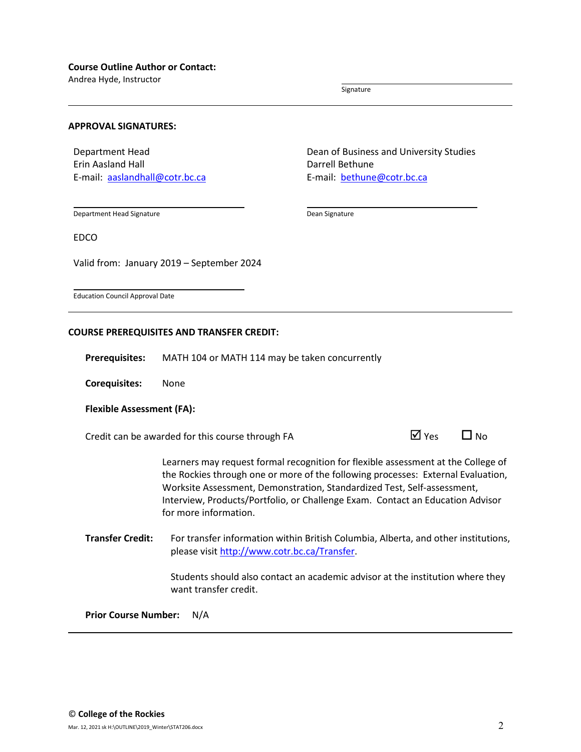**Course Outline Author or Contact:**

Andrea Hyde, Instructor

Signature

---

**APPROVAL SIGNATURES:**

Department Head
Erin Aasland Hall
E-mail: aaslandhall@cotr.bc.ca

Department Head Signature

Dean of Business and University Studies
Darrell Bethune
E-mail: bethune@cotr.bc.ca

Dean Signature

EDCO

Valid from: January 2019 – September 2024

Education Council Approval Date

---

**COURSE PREREQUISITES AND TRANSFER CREDIT:**

**Prerequisites:** MATH 104 or MATH 114 may be taken concurrently

**Corequisites:** None

**Flexible Assessment (FA):**

Credit can be awarded for this course through FA ☑ Yes ☐ No

Learners may request formal recognition for flexible assessment at the College of the Rockies through one or more of the following processes: External Evaluation, Worksite Assessment, Demonstration, Standardized Test, Self-assessment, Interview, Products/Portfolio, or Challenge Exam. Contact an Education Advisor for more information.

**Transfer Credit:** For transfer information within British Columbia, Alberta, and other institutions, please visit http://www.cotr.bc.ca/Transfer.

Students should also contact an academic advisor at the institution where they want transfer credit.

**Prior Course Number:** N/A

---

© **College of the Rockies**

Mar. 12, 2021 sk H:\OUTLINE\2019_Winter\STAT206.docx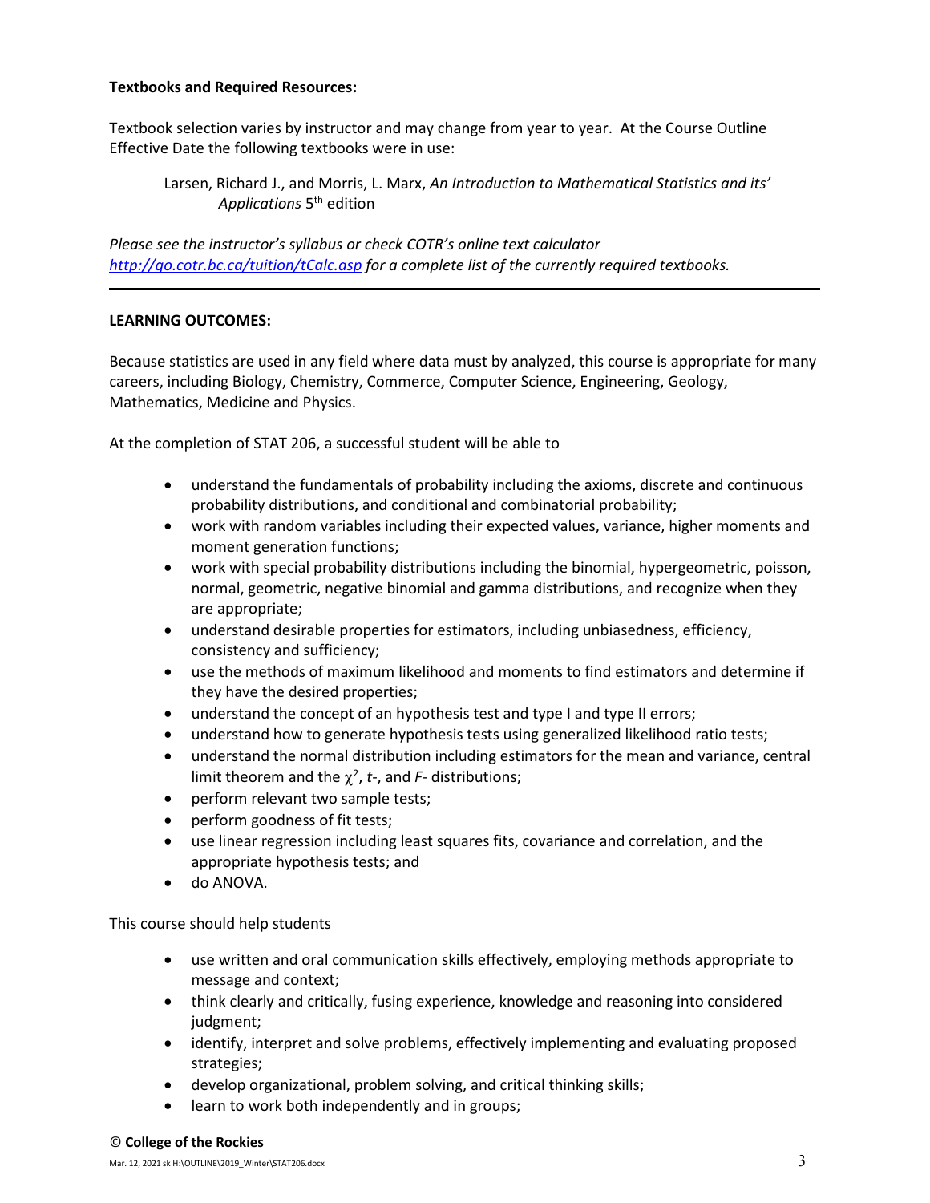**Textbooks and Required Resources:**

Textbook selection varies by instructor and may change from year to year. At the Course Outline Effective Date the following textbooks were in use:

> Larsen, Richard J., and Morris, L. Marx, *An Introduction to Mathematical Statistics and its' Applications* 5th edition

*Please see the instructor's syllabus or check COTR's online text calculator [http://go.cotr.bc.ca/tuition/tCalc.asp](http://go.cotr.bc.ca/tuition/tCalc.asp) for a complete list of the currently required textbooks.*

---

**LEARNING OUTCOMES:**

Because statistics are used in any field where data must by analyzed, this course is appropriate for many careers, including Biology, Chemistry, Commerce, Computer Science, Engineering, Geology, Mathematics, Medicine and Physics.

At the completion of STAT 206, a successful student will be able to

- understand the fundamentals of probability including the axioms, discrete and continuous probability distributions, and conditional and combinatorial probability;
- work with random variables including their expected values, variance, higher moments and moment generation functions;
- work with special probability distributions including the binomial, hypergeometric, poisson, normal, geometric, negative binomial and gamma distributions, and recognize when they are appropriate;
- understand desirable properties for estimators, including unbiasedness, efficiency, consistency and sufficiency;
- use the methods of maximum likelihood and moments to find estimators and determine if they have the desired properties;
- understand the concept of an hypothesis test and type I and type II errors;
- understand how to generate hypothesis tests using generalized likelihood ratio tests;
- understand the normal distribution including estimators for the mean and variance, central limit theorem and the $\chi^2$, *t*-, and *F*- distributions;
- perform relevant two sample tests;
- perform goodness of fit tests;
- use linear regression including least squares fits, covariance and correlation, and the appropriate hypothesis tests; and
- do ANOVA.

This course should help students

- use written and oral communication skills effectively, employing methods appropriate to message and context;
- think clearly and critically, fusing experience, knowledge and reasoning into considered judgment;
- identify, interpret and solve problems, effectively implementing and evaluating proposed strategies;
- develop organizational, problem solving, and critical thinking skills;
- learn to work both independently and in groups;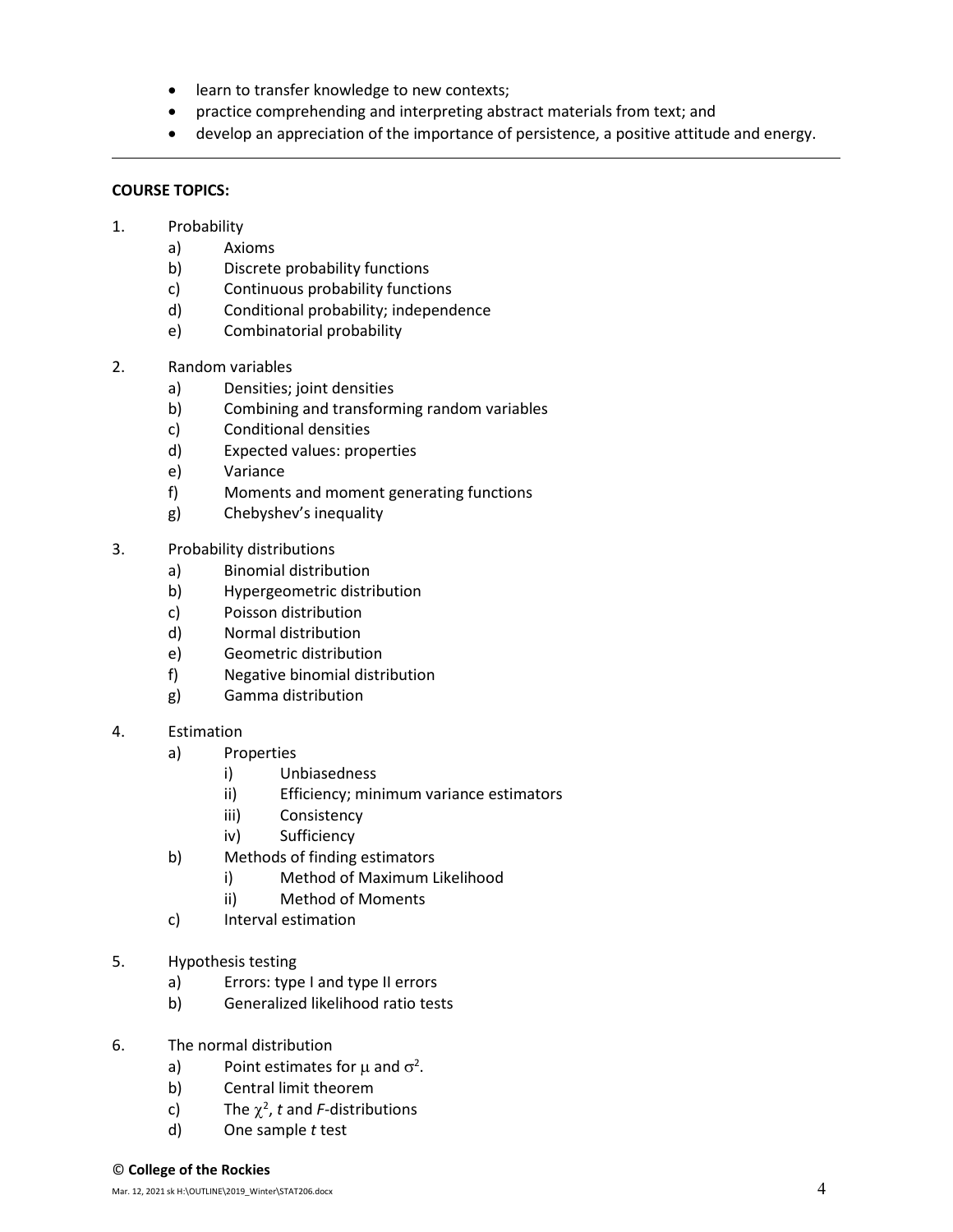- learn to transfer knowledge to new contexts;
- practice comprehending and interpreting abstract materials from text; and
- develop an appreciation of the importance of persistence, a positive attitude and energy.

---

**COURSE TOPICS:**

1. Probability
   a) Axioms
   b) Discrete probability functions
   c) Continuous probability functions
   d) Conditional probability; independence
   e) Combinatorial probability

2. Random variables
   a) Densities; joint densities
   b) Combining and transforming random variables
   c) Conditional densities
   d) Expected values: properties
   e) Variance
   f) Moments and moment generating functions
   g) Chebyshev's inequality

3. Probability distributions
   a) Binomial distribution
   b) Hypergeometric distribution
   c) Poisson distribution
   d) Normal distribution
   e) Geometric distribution
   f) Negative binomial distribution
   g) Gamma distribution

4. Estimation
   a) Properties
      i) Unbiasedness
      ii) Efficiency; minimum variance estimators
      iii) Consistency
      iv) Sufficiency
   b) Methods of finding estimators
      i) Method of Maximum Likelihood
      ii) Method of Moments
   c) Interval estimation

5. Hypothesis testing
   a) Errors: type I and type II errors
   b) Generalized likelihood ratio tests

6. The normal distribution
   a) Point estimates for $\mu$ and $\sigma^2$.
   b) Central limit theorem
   c) The $\chi^2$, *t* and *F*-distributions
   d) One sample *t* test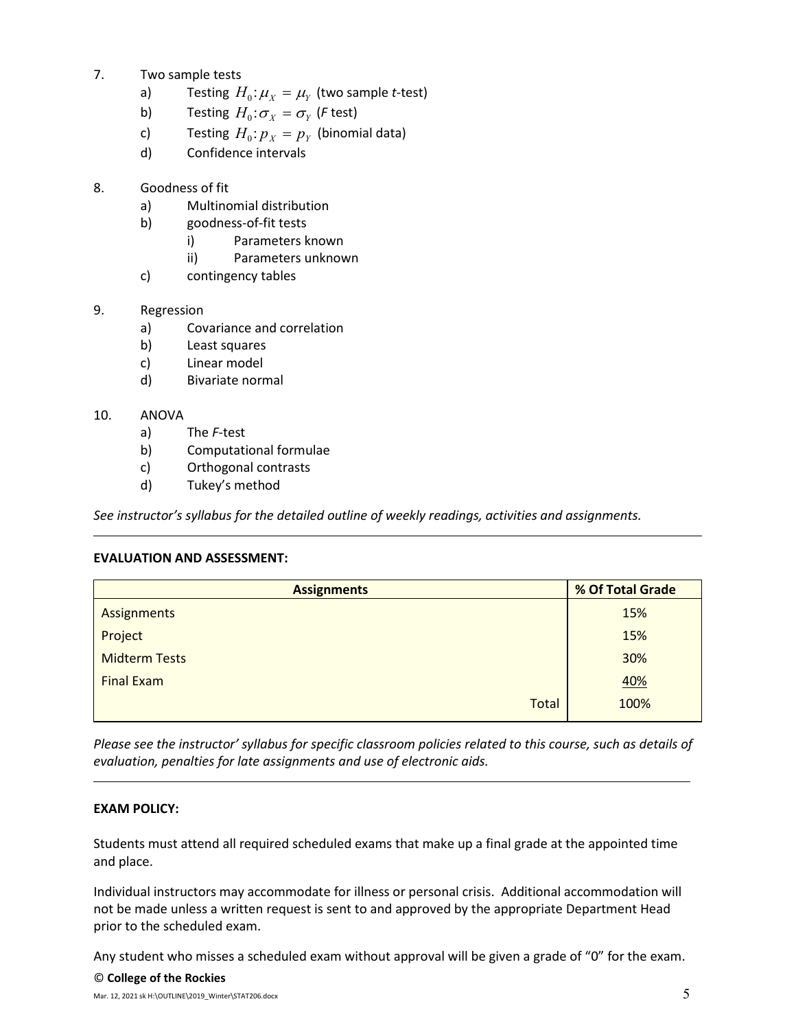7. Two sample tests
    a) Testing $H_0: \mu_X = \mu_Y$ (two sample *t*-test)
    b) Testing $H_0: \sigma_X = \sigma_Y$ (*F* test)
    c) Testing $H_0: p_X = p_Y$ (binomial data)
    d) Confidence intervals

8. Goodness of fit
    a) Multinomial distribution
    b) goodness-of-fit tests
        i) Parameters known
        ii) Parameters unknown
    c) contingency tables

9. Regression
    a) Covariance and correlation
    b) Least squares
    c) Linear model
    d) Bivariate normal

10. ANOVA
    a) The *F*-test
    b) Computational formulae
    c) Orthogonal contrasts
    d) Tukey's method

*See instructor's syllabus for the detailed outline of weekly readings, activities and assignments.*

---

**EVALUATION AND ASSESSMENT:**

| Assignments | % Of Total Grade |
| --- | --- |
| Assignments | 15% |
| Project | 15% |
| Midterm Tests | 30% |
| Final Exam | 40% |
| Total | 100% |

*Please see the instructor' syllabus for specific classroom policies related to this course, such as details of evaluation, penalties for late assignments and use of electronic aids.*

---

**EXAM POLICY:**

Students must attend all required scheduled exams that make up a final grade at the appointed time and place.

Individual instructors may accommodate for illness or personal crisis. Additional accommodation will not be made unless a written request is sent to and approved by the appropriate Department Head prior to the scheduled exam.

Any student who misses a scheduled exam without approval will be given a grade of "0" for the exam.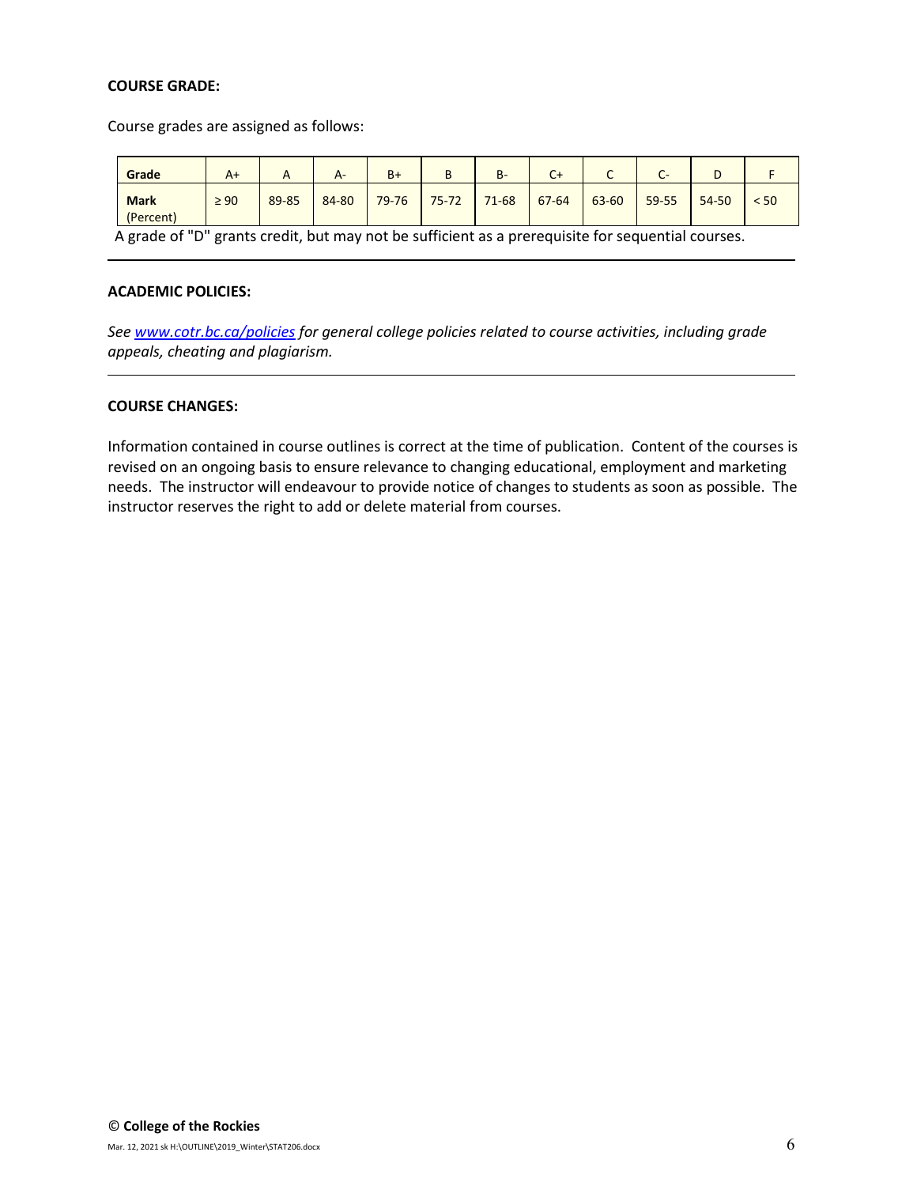**COURSE GRADE:**

Course grades are assigned as follows:

| Grade | A+ | A | A- | B+ | B | B- | C+ | C | C- | D | F |
|---|---|---|---|---|---|---|---|---|---|---|---|
| **Mark** (Percent) | ≥ 90 | 89-85 | 84-80 | 79-76 | 75-72 | 71-68 | 67-64 | 63-60 | 59-55 | 54-50 | < 50 |

A grade of "D" grants credit, but may not be sufficient as a prerequisite for sequential courses.

**ACADEMIC POLICIES:**

*See www.cotr.bc.ca/policies for general college policies related to course activities, including grade appeals, cheating and plagiarism.*

**COURSE CHANGES:**

Information contained in course outlines is correct at the time of publication. Content of the courses is revised on an ongoing basis to ensure relevance to changing educational, employment and marketing needs. The instructor will endeavour to provide notice of changes to students as soon as possible. The instructor reserves the right to add or delete material from courses.